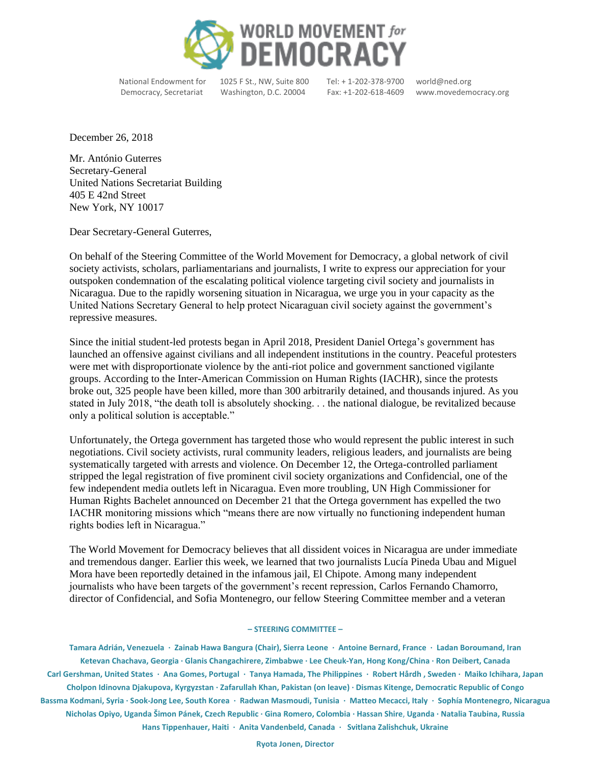# WORLD MOVEMENT *for* DEMOCRACY

National Endowment for Democracy, Secretariat | 1025 F St., NW, Suite 800 Washington, D.C. 20004 | Tel: + 1-202-378-9700 Fax: +1-202-618-4609 | world@ned.org www.movedemocracy.org

December 26, 2018

Mr. António Guterres
Secretary-General
United Nations Secretariat Building
405 E 42nd Street
New York, NY 10017

Dear Secretary-General Guterres,

On behalf of the Steering Committee of the World Movement for Democracy, a global network of civil society activists, scholars, parliamentarians and journalists, I write to express our appreciation for your outspoken condemnation of the escalating political violence targeting civil society and journalists in Nicaragua. Due to the rapidly worsening situation in Nicaragua, we urge you in your capacity as the United Nations Secretary General to help protect Nicaraguan civil society against the government's repressive measures.

Since the initial student-led protests began in April 2018, President Daniel Ortega's government has launched an offensive against civilians and all independent institutions in the country. Peaceful protesters were met with disproportionate violence by the anti-riot police and government sanctioned vigilante groups. According to the Inter-American Commission on Human Rights (IACHR), since the protests broke out, 325 people have been killed, more than 300 arbitrarily detained, and thousands injured. As you stated in July 2018, "the death toll is absolutely shocking. . . the national dialogue, be revitalized because only a political solution is acceptable."

Unfortunately, the Ortega government has targeted those who would represent the public interest in such negotiations. Civil society activists, rural community leaders, religious leaders, and journalists are being systematically targeted with arrests and violence. On December 12, the Ortega-controlled parliament stripped the legal registration of five prominent civil society organizations and Confidencial, one of the few independent media outlets left in Nicaragua. Even more troubling, UN High Commissioner for Human Rights Bachelet announced on December 21 that the Ortega government has expelled the two IACHR monitoring missions which "means there are now virtually no functioning independent human rights bodies left in Nicaragua."

The World Movement for Democracy believes that all dissident voices in Nicaragua are under immediate and tremendous danger. Earlier this week, we learned that two journalists Lucía Pineda Ubau and Miguel Mora have been reportedly detained in the infamous jail, El Chipote. Among many independent journalists who have been targets of the government's recent repression, Carlos Fernando Chamorro, director of Confidencial, and Sofia Montenegro, our fellow Steering Committee member and a veteran

**– STEERING COMMITTEE –**

**Tamara Adrián, Venezuela · Zainab Hawa Bangura (Chair), Sierra Leone · Antoine Bernard, France · Ladan Boroumand, Iran · Ketevan Chachava, Georgia · Glanis Changachirere, Zimbabwe · Lee Cheuk-Yan, Hong Kong/China · Ron Deibert, Canada · Carl Gershman, United States · Ana Gomes, Portugal · Tanya Hamada, The Philippines · Robert Hårdh, Sweden · Maiko Ichihara, Japan · Cholpon Idinovna Djakupova, Kyrgyzstan · Zafarullah Khan, Pakistan (on leave) · Dismas Kitenge, Democratic Republic of Congo · Bassma Kodmani, Syria · Sook-Jong Lee, South Korea · Radwan Masmoudi, Tunisia · Matteo Mecacci, Italy · Sophía Montenegro, Nicaragua · Nicholas Opiyo, Uganda Šimon Pánek, Czech Republic · Gina Romero, Colombia · Hassan Shire, Uganda · Natalia Taubina, Russia · Hans Tippenhauer, Haiti · Anita Vandenbeld, Canada · Svitlana Zalishchuk, Ukraine**

**Ryota Jonen, Director**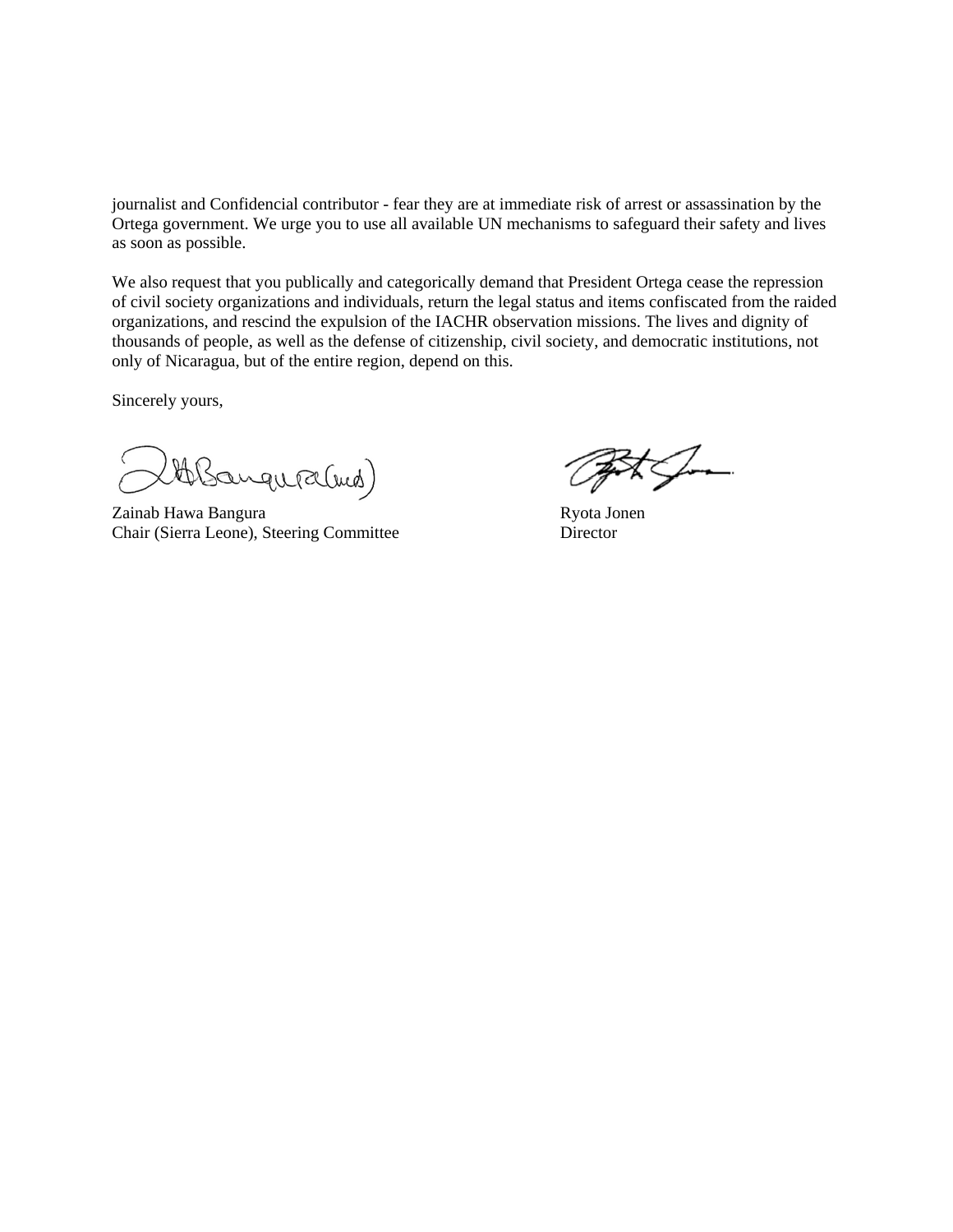journalist and Confidencial contributor - fear they are at immediate risk of arrest or assassination by the Ortega government. We urge you to use all available UN mechanisms to safeguard their safety and lives as soon as possible.

We also request that you publically and categorically demand that President Ortega cease the repression of civil society organizations and individuals, return the legal status and items confiscated from the raided organizations, and rescind the expulsion of the IACHR observation missions. The lives and dignity of thousands of people, as well as the defense of citizenship, civil society, and democratic institutions, not only of Nicaragua, but of the entire region, depend on this.

Sincerely yours,

Zainab Hawa Bangura
Chair (Sierra Leone), Steering Committee

Ryota Jonen
Director